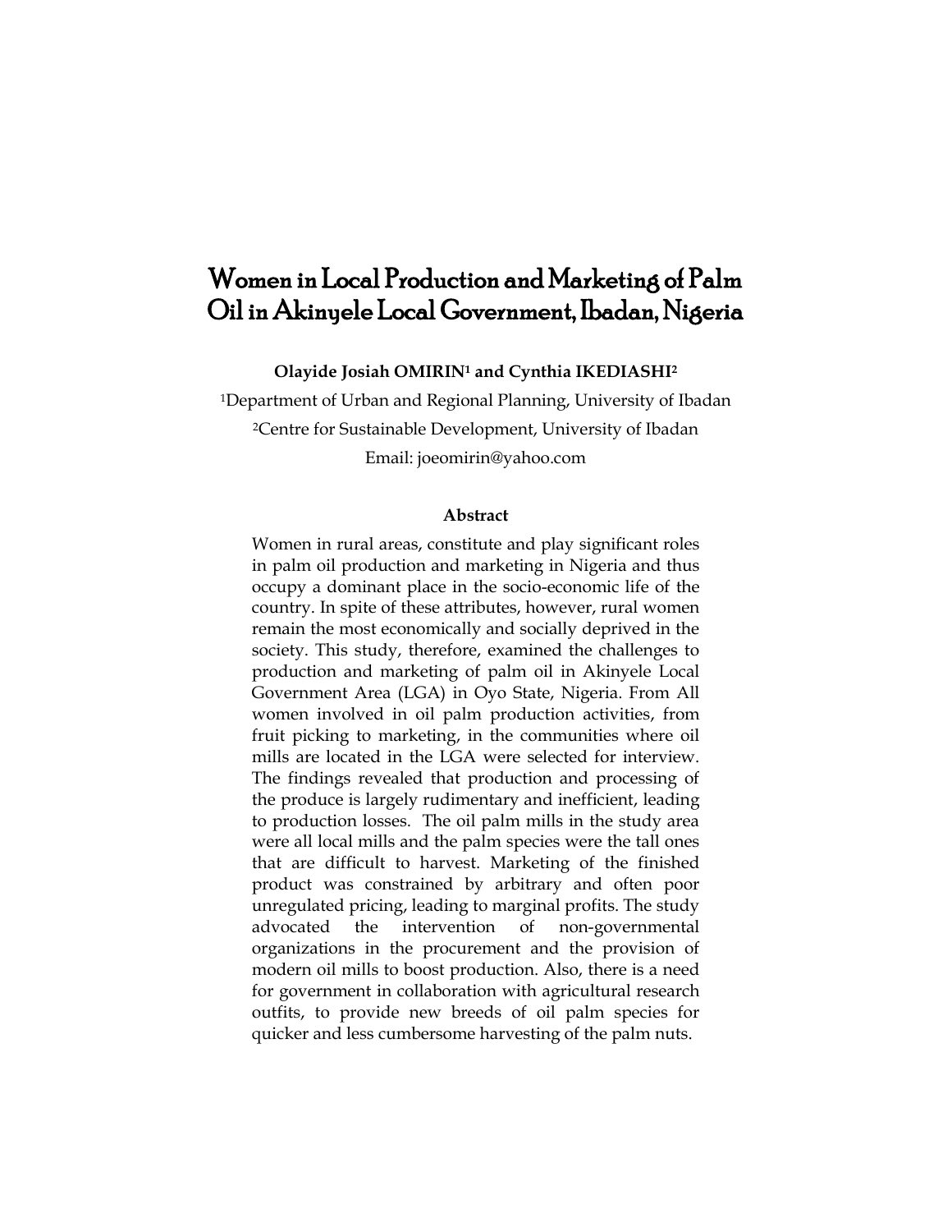# Women in Local Production and Marketing of Palm Oil in Akinyele Local Government, Ibadan, Nigeria

**Olayide Josiah OMIRIN[1] and Cynthia IKEDIASHI[2]**

[1]Department of Urban and Regional Planning, University of Ibadan

[2]Centre for Sustainable Development, University of Ibadan

Email: joeomirin@yahoo.com

**Abstract**

Women in rural areas, constitute and play significant roles in palm oil production and marketing in Nigeria and thus occupy a dominant place in the socio-economic life of the country. In spite of these attributes, however, rural women remain the most economically and socially deprived in the society. This study, therefore, examined the challenges to production and marketing of palm oil in Akinyele Local Government Area (LGA) in Oyo State, Nigeria. From All women involved in oil palm production activities, from fruit picking to marketing, in the communities where oil mills are located in the LGA were selected for interview. The findings revealed that production and processing of the produce is largely rudimentary and inefficient, leading to production losses. The oil palm mills in the study area were all local mills and the palm species were the tall ones that are difficult to harvest. Marketing of the finished product was constrained by arbitrary and often poor unregulated pricing, leading to marginal profits. The study advocated the intervention of non-governmental organizations in the procurement and the provision of modern oil mills to boost production. Also, there is a need for government in collaboration with agricultural research outfits, to provide new breeds of oil palm species for quicker and less cumbersome harvesting of the palm nuts.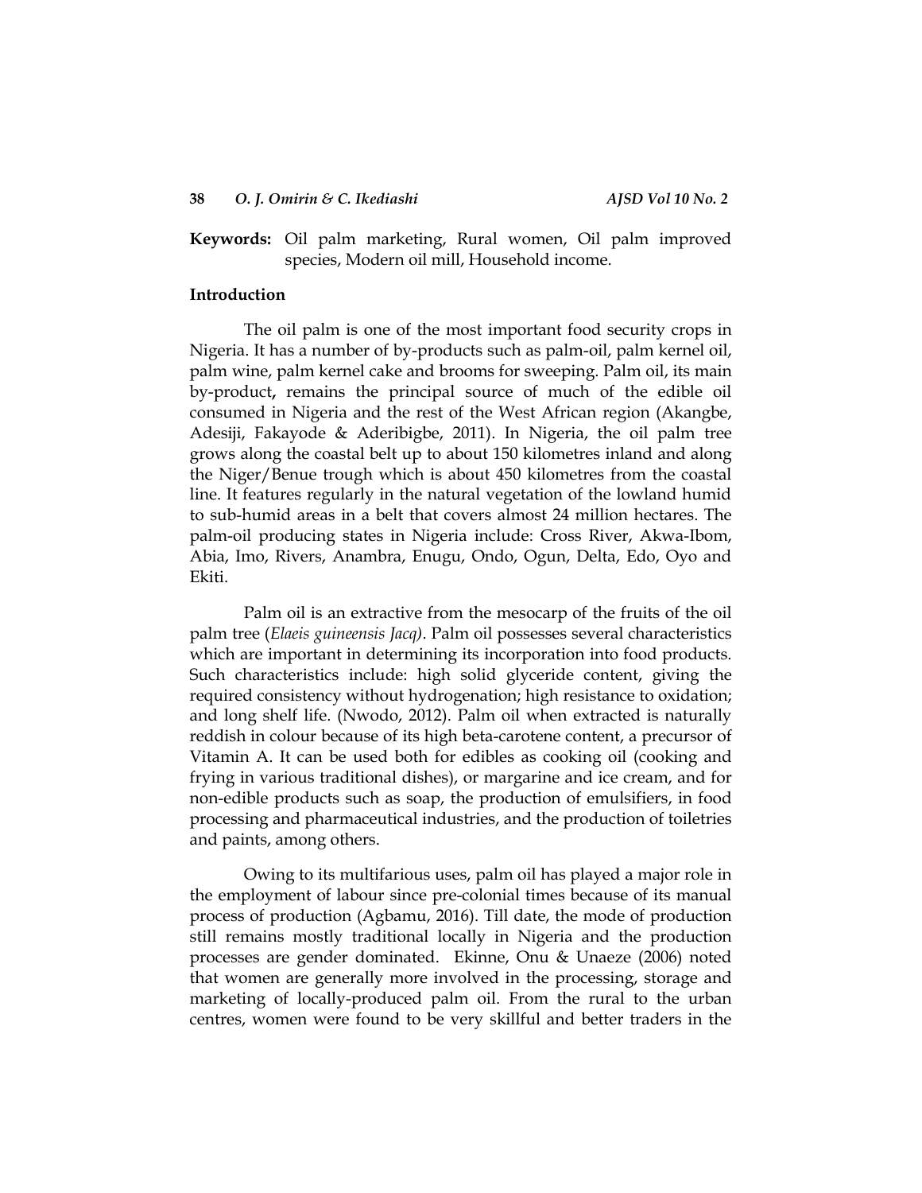**Keywords:** Oil palm marketing, Rural women, Oil palm improved species, Modern oil mill, Household income.

## Introduction

The oil palm is one of the most important food security crops in Nigeria. It has a number of by-products such as palm-oil, palm kernel oil, palm wine, palm kernel cake and brooms for sweeping. Palm oil, its main by-product**,** remains the principal source of much of the edible oil consumed in Nigeria and the rest of the West African region (Akangbe, Adesiji, Fakayode & Aderibigbe, 2011). In Nigeria, the oil palm tree grows along the coastal belt up to about 150 kilometres inland and along the Niger/Benue trough which is about 450 kilometres from the coastal line. It features regularly in the natural vegetation of the lowland humid to sub-humid areas in a belt that covers almost 24 million hectares. The palm-oil producing states in Nigeria include: Cross River, Akwa-Ibom, Abia, Imo, Rivers, Anambra, Enugu, Ondo, Ogun, Delta, Edo, Oyo and Ekiti.

Palm oil is an extractive from the mesocarp of the fruits of the oil palm tree (*Elaeis guineensis Jacq)*. Palm oil possesses several characteristics which are important in determining its incorporation into food products. Such characteristics include: high solid glyceride content, giving the required consistency without hydrogenation; high resistance to oxidation; and long shelf life. (Nwodo, 2012). Palm oil when extracted is naturally reddish in colour because of its high beta-carotene content, a precursor of Vitamin A. It can be used both for edibles as cooking oil (cooking and frying in various traditional dishes), or margarine and ice cream, and for non-edible products such as soap, the production of emulsifiers, in food processing and pharmaceutical industries, and the production of toiletries and paints, among others.

Owing to its multifarious uses, palm oil has played a major role in the employment of labour since pre-colonial times because of its manual process of production (Agbamu, 2016). Till date, the mode of production still remains mostly traditional locally in Nigeria and the production processes are gender dominated. Ekinne, Onu & Unaeze (2006) noted that women are generally more involved in the processing, storage and marketing of locally-produced palm oil. From the rural to the urban centres, women were found to be very skillful and better traders in the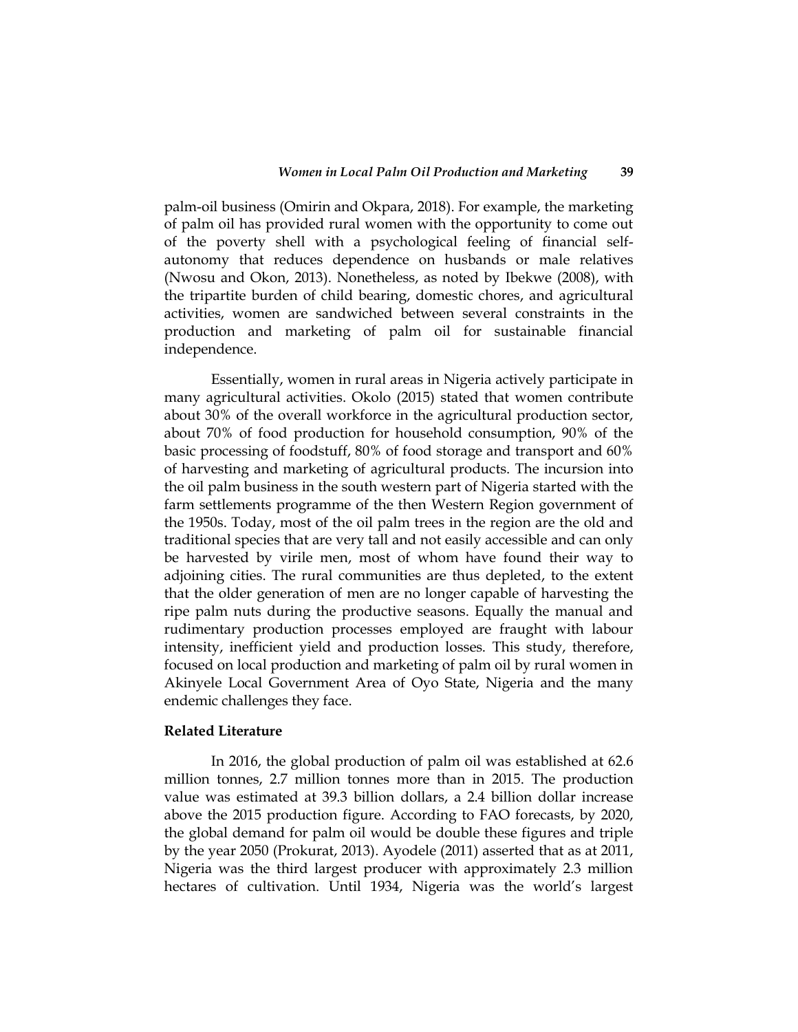palm-oil business (Omirin and Okpara, 2018). For example, the marketing of palm oil has provided rural women with the opportunity to come out of the poverty shell with a psychological feeling of financial self-autonomy that reduces dependence on husbands or male relatives (Nwosu and Okon, 2013). Nonetheless, as noted by Ibekwe (2008), with the tripartite burden of child bearing, domestic chores, and agricultural activities, women are sandwiched between several constraints in the production and marketing of palm oil for sustainable financial independence.

Essentially, women in rural areas in Nigeria actively participate in many agricultural activities. Okolo (2015) stated that women contribute about 30% of the overall workforce in the agricultural production sector, about 70% of food production for household consumption, 90% of the basic processing of foodstuff, 80% of food storage and transport and 60% of harvesting and marketing of agricultural products. The incursion into the oil palm business in the south western part of Nigeria started with the farm settlements programme of the then Western Region government of the 1950s. Today, most of the oil palm trees in the region are the old and traditional species that are very tall and not easily accessible and can only be harvested by virile men, most of whom have found their way to adjoining cities. The rural communities are thus depleted, to the extent that the older generation of men are no longer capable of harvesting the ripe palm nuts during the productive seasons. Equally the manual and rudimentary production processes employed are fraught with labour intensity, inefficient yield and production losses. This study, therefore, focused on local production and marketing of palm oil by rural women in Akinyele Local Government Area of Oyo State, Nigeria and the many endemic challenges they face.

## Related Literature

In 2016, the global production of palm oil was established at 62.6 million tonnes, 2.7 million tonnes more than in 2015. The production value was estimated at 39.3 billion dollars, a 2.4 billion dollar increase above the 2015 production figure. According to FAO forecasts, by 2020, the global demand for palm oil would be double these figures and triple by the year 2050 (Prokurat, 2013). Ayodele (2011) asserted that as at 2011, Nigeria was the third largest producer with approximately 2.3 million hectares of cultivation. Until 1934, Nigeria was the world's largest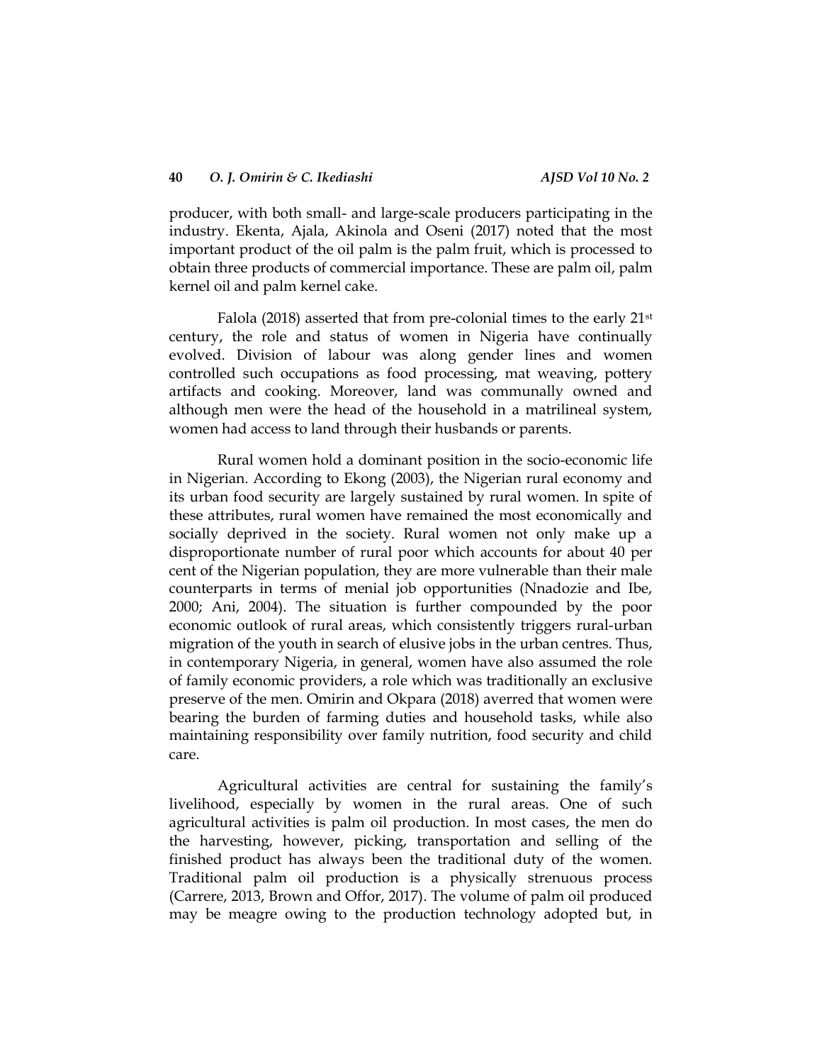producer, with both small- and large-scale producers participating in the industry. Ekenta, Ajala, Akinola and Oseni (2017) noted that the most important product of the oil palm is the palm fruit, which is processed to obtain three products of commercial importance. These are palm oil, palm kernel oil and palm kernel cake.

Falola (2018) asserted that from pre-colonial times to the early 21st century, the role and status of women in Nigeria have continually evolved. Division of labour was along gender lines and women controlled such occupations as food processing, mat weaving, pottery artifacts and cooking. Moreover, land was communally owned and although men were the head of the household in a matrilineal system, women had access to land through their husbands or parents.

Rural women hold a dominant position in the socio-economic life in Nigerian. According to Ekong (2003), the Nigerian rural economy and its urban food security are largely sustained by rural women. In spite of these attributes, rural women have remained the most economically and socially deprived in the society. Rural women not only make up a disproportionate number of rural poor which accounts for about 40 per cent of the Nigerian population, they are more vulnerable than their male counterparts in terms of menial job opportunities (Nnadozie and Ibe, 2000; Ani, 2004). The situation is further compounded by the poor economic outlook of rural areas, which consistently triggers rural-urban migration of the youth in search of elusive jobs in the urban centres. Thus, in contemporary Nigeria, in general, women have also assumed the role of family economic providers, a role which was traditionally an exclusive preserve of the men. Omirin and Okpara (2018) averred that women were bearing the burden of farming duties and household tasks, while also maintaining responsibility over family nutrition, food security and child care.

Agricultural activities are central for sustaining the family's livelihood, especially by women in the rural areas. One of such agricultural activities is palm oil production. In most cases, the men do the harvesting, however, picking, transportation and selling of the finished product has always been the traditional duty of the women. Traditional palm oil production is a physically strenuous process (Carrere, 2013, Brown and Offor, 2017). The volume of palm oil produced may be meagre owing to the production technology adopted but, in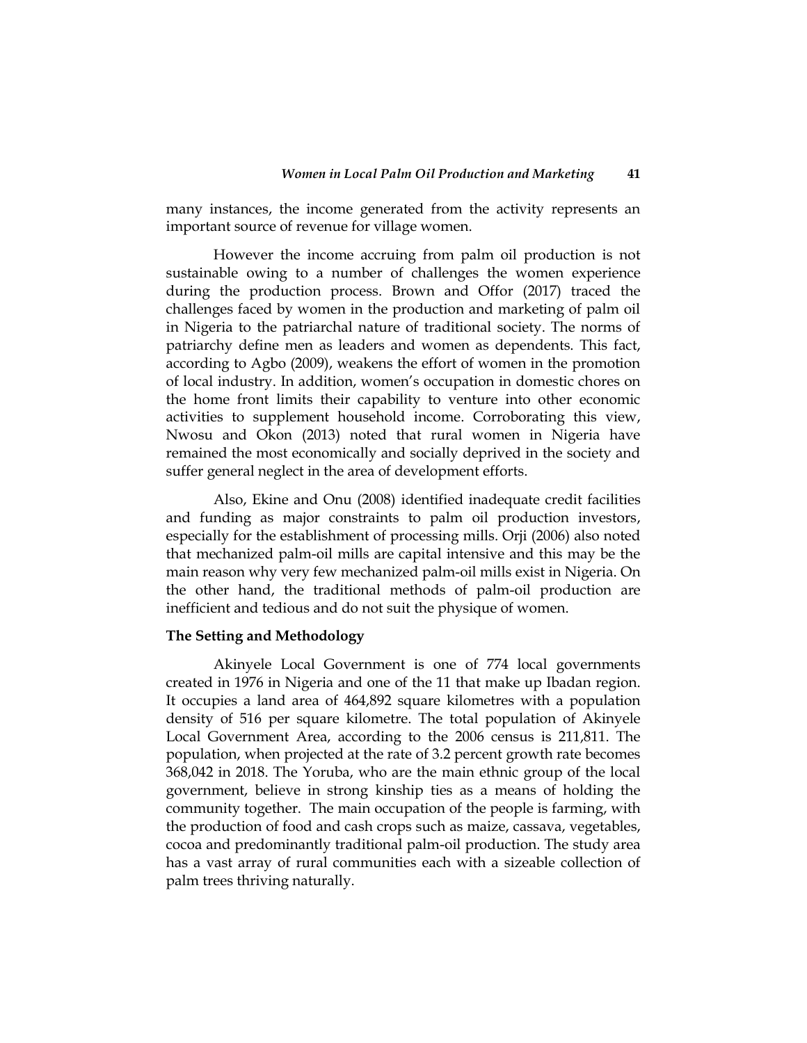many instances, the income generated from the activity represents an important source of revenue for village women.

However the income accruing from palm oil production is not sustainable owing to a number of challenges the women experience during the production process. Brown and Offor (2017) traced the challenges faced by women in the production and marketing of palm oil in Nigeria to the patriarchal nature of traditional society. The norms of patriarchy define men as leaders and women as dependents. This fact, according to Agbo (2009), weakens the effort of women in the promotion of local industry. In addition, women's occupation in domestic chores on the home front limits their capability to venture into other economic activities to supplement household income. Corroborating this view, Nwosu and Okon (2013) noted that rural women in Nigeria have remained the most economically and socially deprived in the society and suffer general neglect in the area of development efforts.

Also, Ekine and Onu (2008) identified inadequate credit facilities and funding as major constraints to palm oil production investors, especially for the establishment of processing mills. Orji (2006) also noted that mechanized palm-oil mills are capital intensive and this may be the main reason why very few mechanized palm-oil mills exist in Nigeria. On the other hand, the traditional methods of palm-oil production are inefficient and tedious and do not suit the physique of women.

## The Setting and Methodology

Akinyele Local Government is one of 774 local governments created in 1976 in Nigeria and one of the 11 that make up Ibadan region. It occupies a land area of 464,892 square kilometres with a population density of 516 per square kilometre. The total population of Akinyele Local Government Area, according to the 2006 census is 211,811. The population, when projected at the rate of 3.2 percent growth rate becomes 368,042 in 2018. The Yoruba, who are the main ethnic group of the local government, believe in strong kinship ties as a means of holding the community together. The main occupation of the people is farming, with the production of food and cash crops such as maize, cassava, vegetables, cocoa and predominantly traditional palm-oil production. The study area has a vast array of rural communities each with a sizeable collection of palm trees thriving naturally.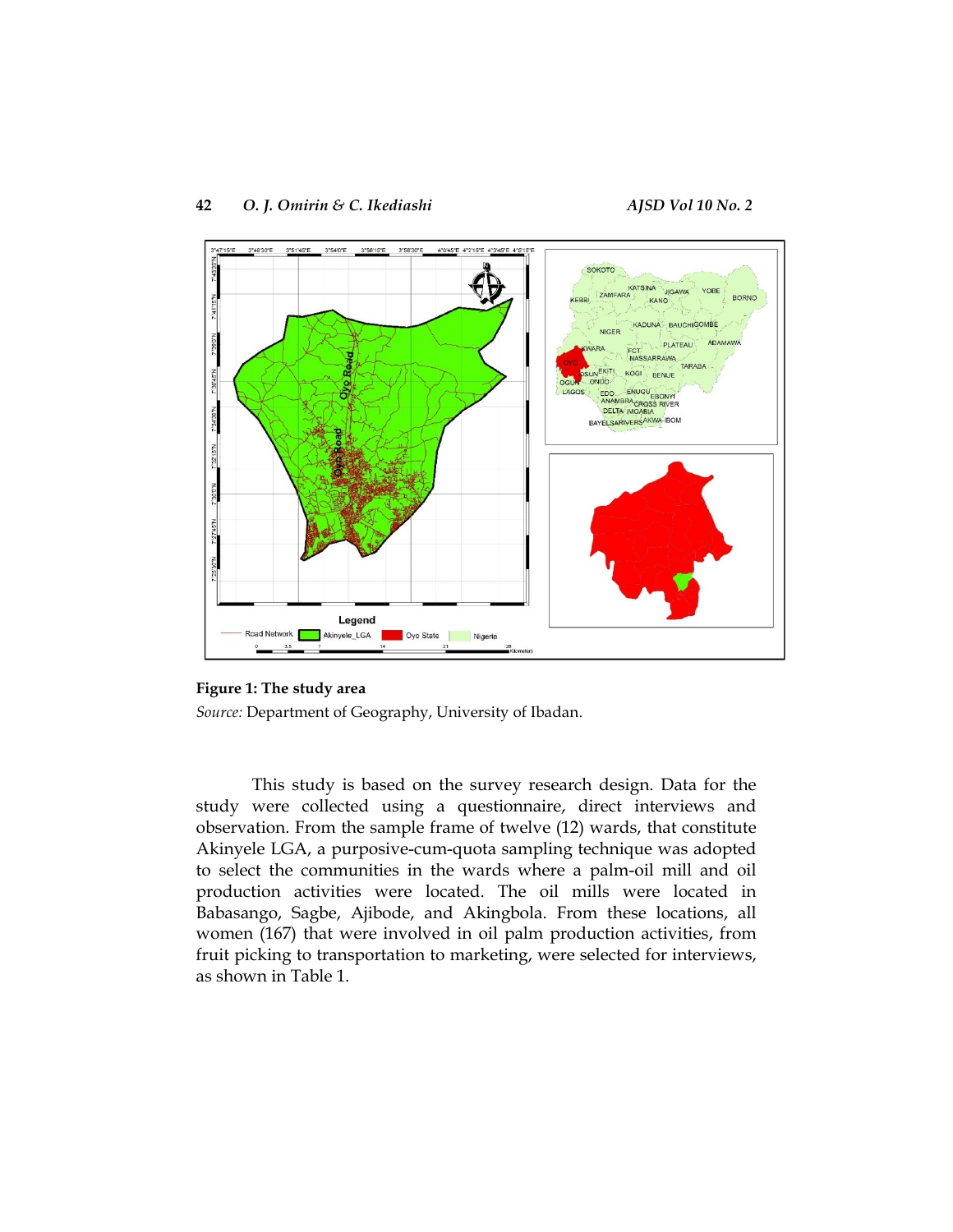**Figure 1: The study area**

*Source:* Department of Geography, University of Ibadan.

This study is based on the survey research design. Data for the study were collected using a questionnaire, direct interviews and observation. From the sample frame of twelve (12) wards, that constitute Akinyele LGA, a purposive-cum-quota sampling technique was adopted to select the communities in the wards where a palm-oil mill and oil production activities were located. The oil mills were located in Babasango, Sagbe, Ajibode, and Akingbola. From these locations, all women (167) that were involved in oil palm production activities, from fruit picking to transportation to marketing, were selected for interviews, as shown in Table 1.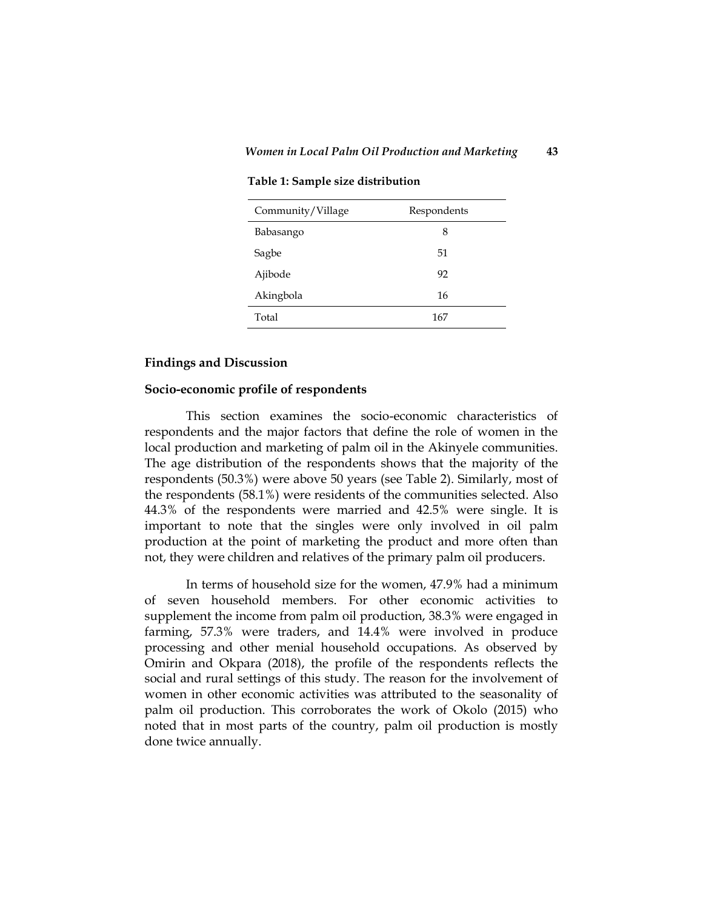**Table 1: Sample size distribution**

| Community/Village | Respondents |
|---|---|
| Babasango | 8 |
| Sagbe | 51 |
| Ajibode | 92 |
| Akingbola | 16 |
| Total | 167 |

## Findings and Discussion

### Socio-economic profile of respondents

This section examines the socio-economic characteristics of respondents and the major factors that define the role of women in the local production and marketing of palm oil in the Akinyele communities. The age distribution of the respondents shows that the majority of the respondents (50.3%) were above 50 years (see Table 2). Similarly, most of the respondents (58.1%) were residents of the communities selected. Also 44.3% of the respondents were married and 42.5% were single. It is important to note that the singles were only involved in oil palm production at the point of marketing the product and more often than not, they were children and relatives of the primary palm oil producers.

In terms of household size for the women, 47.9% had a minimum of seven household members. For other economic activities to supplement the income from palm oil production, 38.3% were engaged in farming, 57.3% were traders, and 14.4% were involved in produce processing and other menial household occupations. As observed by Omirin and Okpara (2018), the profile of the respondents reflects the social and rural settings of this study. The reason for the involvement of women in other economic activities was attributed to the seasonality of palm oil production. This corroborates the work of Okolo (2015) who noted that in most parts of the country, palm oil production is mostly done twice annually.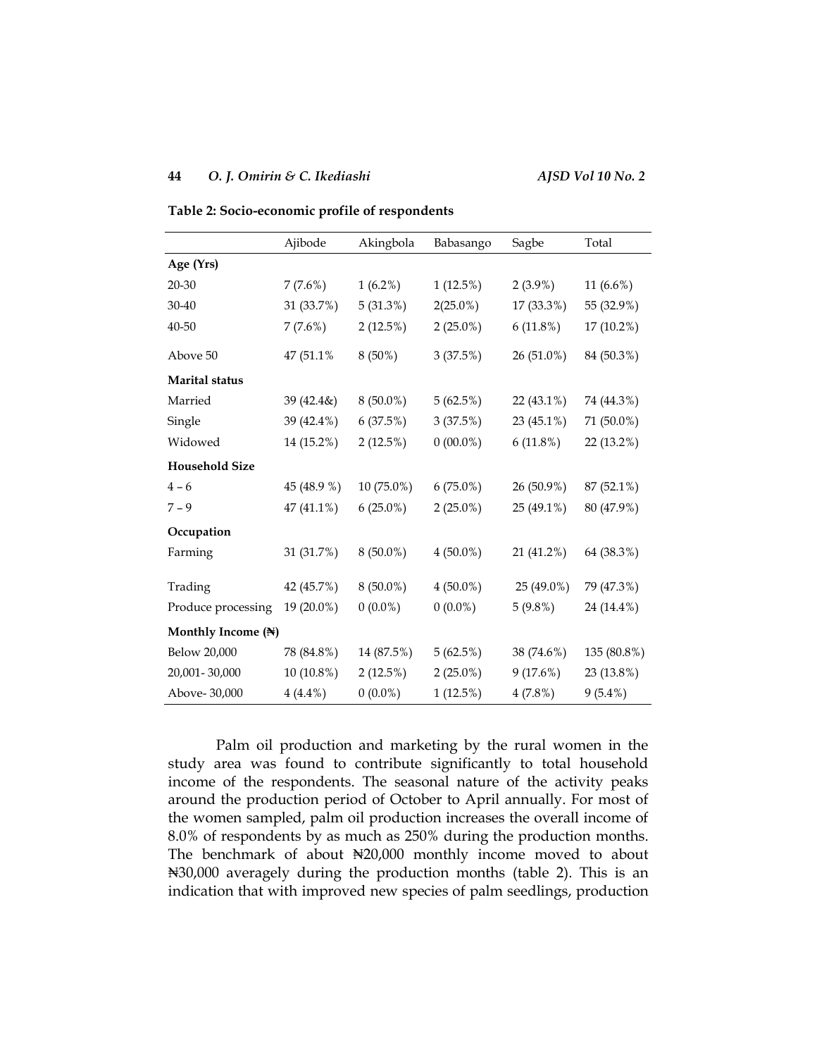**Table 2: Socio-economic profile of respondents**

| | Ajibode | Akingbola | Babasango | Sagbe | Total |
|---|---|---|---|---|---|
| **Age (Yrs)** | | | | | |
| 20-30 | 7 (7.6%) | 1 (6.2%) | 1 (12.5%) | 2 (3.9%) | 11 (6.6%) |
| 30-40 | 31 (33.7%) | 5 (31.3%) | 2(25.0%) | 17 (33.3%) | 55 (32.9%) |
| 40-50 | 7 (7.6%) | 2 (12.5%) | 2 (25.0%) | 6 (11.8%) | 17 (10.2%) |
| Above 50 | 47 (51.1% | 8 (50%) | 3 (37.5%) | 26 (51.0%) | 84 (50.3%) |
| **Marital status** | | | | | |
| Married | 39 (42.4&) | 8 (50.0%) | 5 (62.5%) | 22 (43.1%) | 74 (44.3%) |
| Single | 39 (42.4%) | 6 (37.5%) | 3 (37.5%) | 23 (45.1%) | 71 (50.0%) |
| Widowed | 14 (15.2%) | 2 (12.5%) | 0 (00.0%) | 6 (11.8%) | 22 (13.2%) |
| **Household Size** | | | | | |
| 4 – 6 | 45 (48.9 %) | 10 (75.0%) | 6 (75.0%) | 26 (50.9%) | 87 (52.1%) |
| 7 – 9 | 47 (41.1%) | 6 (25.0%) | 2 (25.0%) | 25 (49.1%) | 80 (47.9%) |
| **Occupation** | | | | | |
| Farming | 31 (31.7%) | 8 (50.0%) | 4 (50.0%) | 21 (41.2%) | 64 (38.3%) |
| Trading | 42 (45.7%) | 8 (50.0%) | 4 (50.0%) | 25 (49.0%) | 79 (47.3%) |
| Produce processing | 19 (20.0%) | 0 (0.0%) | 0 (0.0%) | 5 (9.8%) | 24 (14.4%) |
| **Monthly Income (₦)** | | | | | |
| Below 20,000 | 78 (84.8%) | 14 (87.5%) | 5 (62.5%) | 38 (74.6%) | 135 (80.8%) |
| 20,001- 30,000 | 10 (10.8%) | 2 (12.5%) | 2 (25.0%) | 9 (17.6%) | 23 (13.8%) |
| Above- 30,000 | 4 (4.4%) | 0 (0.0%) | 1 (12.5%) | 4 (7.8%) | 9 (5.4%) |

Palm oil production and marketing by the rural women in the study area was found to contribute significantly to total household income of the respondents. The seasonal nature of the activity peaks around the production period of October to April annually. For most of the women sampled, palm oil production increases the overall income of 8.0% of respondents by as much as 250% during the production months. The benchmark of about ₦20,000 monthly income moved to about ₦30,000 averagely during the production months (table 2). This is an indication that with improved new species of palm seedlings, production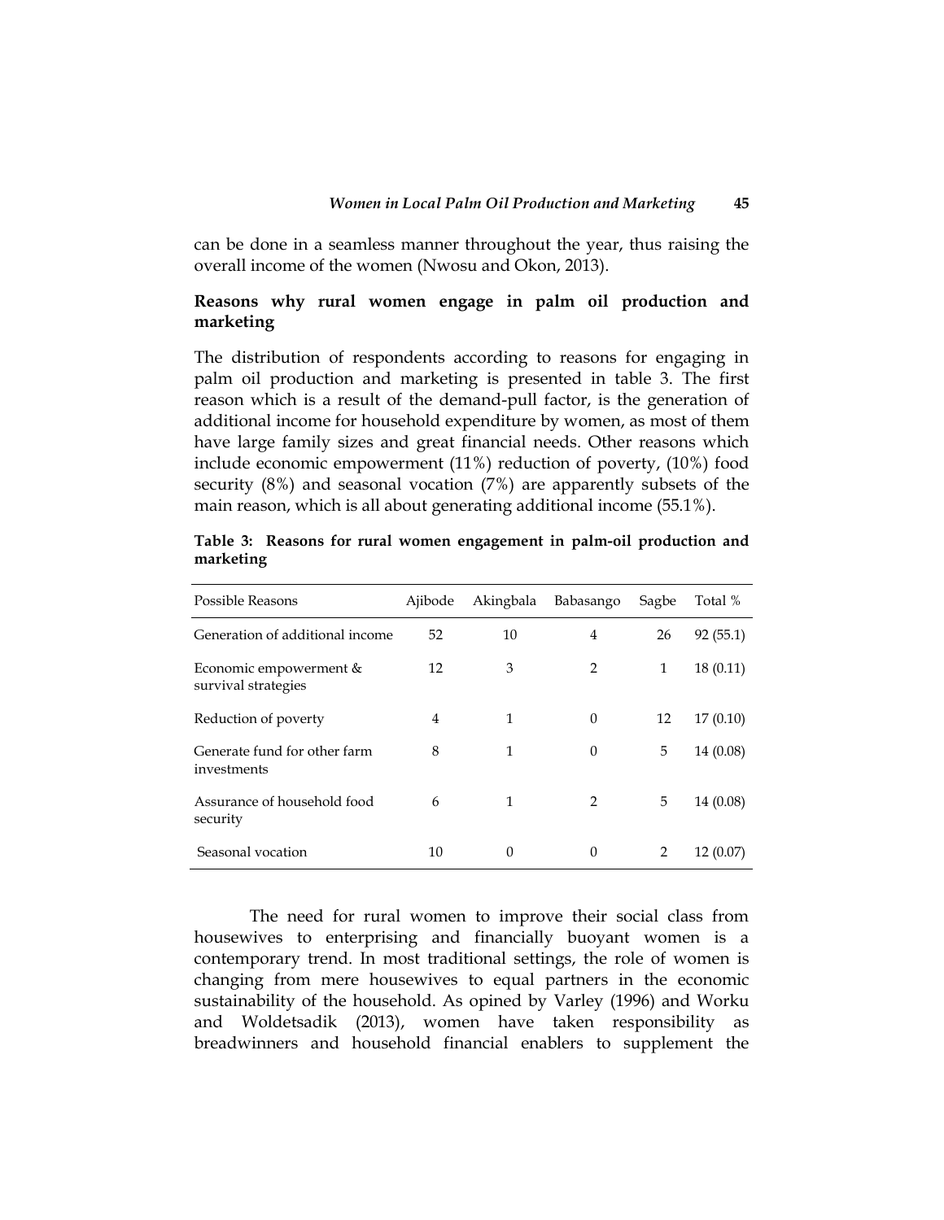can be done in a seamless manner throughout the year, thus raising the overall income of the women (Nwosu and Okon, 2013).

### Reasons why rural women engage in palm oil production and marketing

The distribution of respondents according to reasons for engaging in palm oil production and marketing is presented in table 3. The first reason which is a result of the demand-pull factor, is the generation of additional income for household expenditure by women, as most of them have large family sizes and great financial needs. Other reasons which include economic empowerment (11%) reduction of poverty, (10%) food security (8%) and seasonal vocation (7%) are apparently subsets of the main reason, which is all about generating additional income (55.1%).

**Table 3: Reasons for rural women engagement in palm-oil production and marketing**

| Possible Reasons | Ajibode | Akingbala | Babasango | Sagbe | Total % |
|---|---|---|---|---|---|
| Generation of additional income | 52 | 10 | 4 | 26 | 92 (55.1) |
| Economic empowerment & survival strategies | 12 | 3 | 2 | 1 | 18 (0.11) |
| Reduction of poverty | 4 | 1 | 0 | 12 | 17 (0.10) |
| Generate fund for other farm investments | 8 | 1 | 0 | 5 | 14 (0.08) |
| Assurance of household food security | 6 | 1 | 2 | 5 | 14 (0.08) |
| Seasonal vocation | 10 | 0 | 0 | 2 | 12 (0.07) |

The need for rural women to improve their social class from housewives to enterprising and financially buoyant women is a contemporary trend. In most traditional settings, the role of women is changing from mere housewives to equal partners in the economic sustainability of the household. As opined by Varley (1996) and Worku and Woldetsadik (2013), women have taken responsibility as breadwinners and household financial enablers to supplement the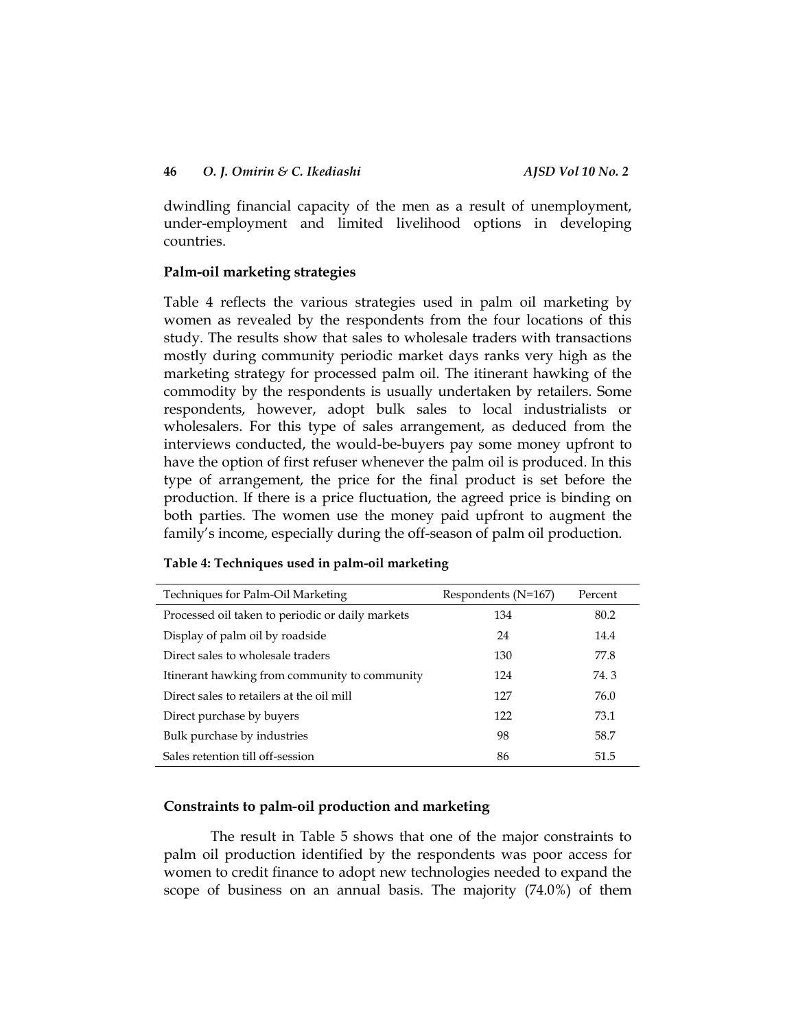dwindling financial capacity of the men as a result of unemployment, under-employment and limited livelihood options in developing countries.

### Palm-oil marketing strategies

Table 4 reflects the various strategies used in palm oil marketing by women as revealed by the respondents from the four locations of this study. The results show that sales to wholesale traders with transactions mostly during community periodic market days ranks very high as the marketing strategy for processed palm oil. The itinerant hawking of the commodity by the respondents is usually undertaken by retailers. Some respondents, however, adopt bulk sales to local industrialists or wholesalers. For this type of sales arrangement, as deduced from the interviews conducted, the would-be-buyers pay some money upfront to have the option of first refuser whenever the palm oil is produced. In this type of arrangement, the price for the final product is set before the production. If there is a price fluctuation, the agreed price is binding on both parties. The women use the money paid upfront to augment the family's income, especially during the off-season of palm oil production.

**Table 4: Techniques used in palm-oil marketing**

| Techniques for Palm-Oil Marketing | Respondents (N=167) | Percent |
|---|---|---|
| Processed oil taken to periodic or daily markets | 134 | 80.2 |
| Display of palm oil by roadside | 24 | 14.4 |
| Direct sales to wholesale traders | 130 | 77.8 |
| Itinerant hawking from community to community | 124 | 74. 3 |
| Direct sales to retailers at the oil mill | 127 | 76.0 |
| Direct purchase by buyers | 122 | 73.1 |
| Bulk purchase by industries | 98 | 58.7 |
| Sales retention till off-session | 86 | 51.5 |

### Constraints to palm-oil production and marketing

The result in Table 5 shows that one of the major constraints to palm oil production identified by the respondents was poor access for women to credit finance to adopt new technologies needed to expand the scope of business on an annual basis. The majority (74.0%) of them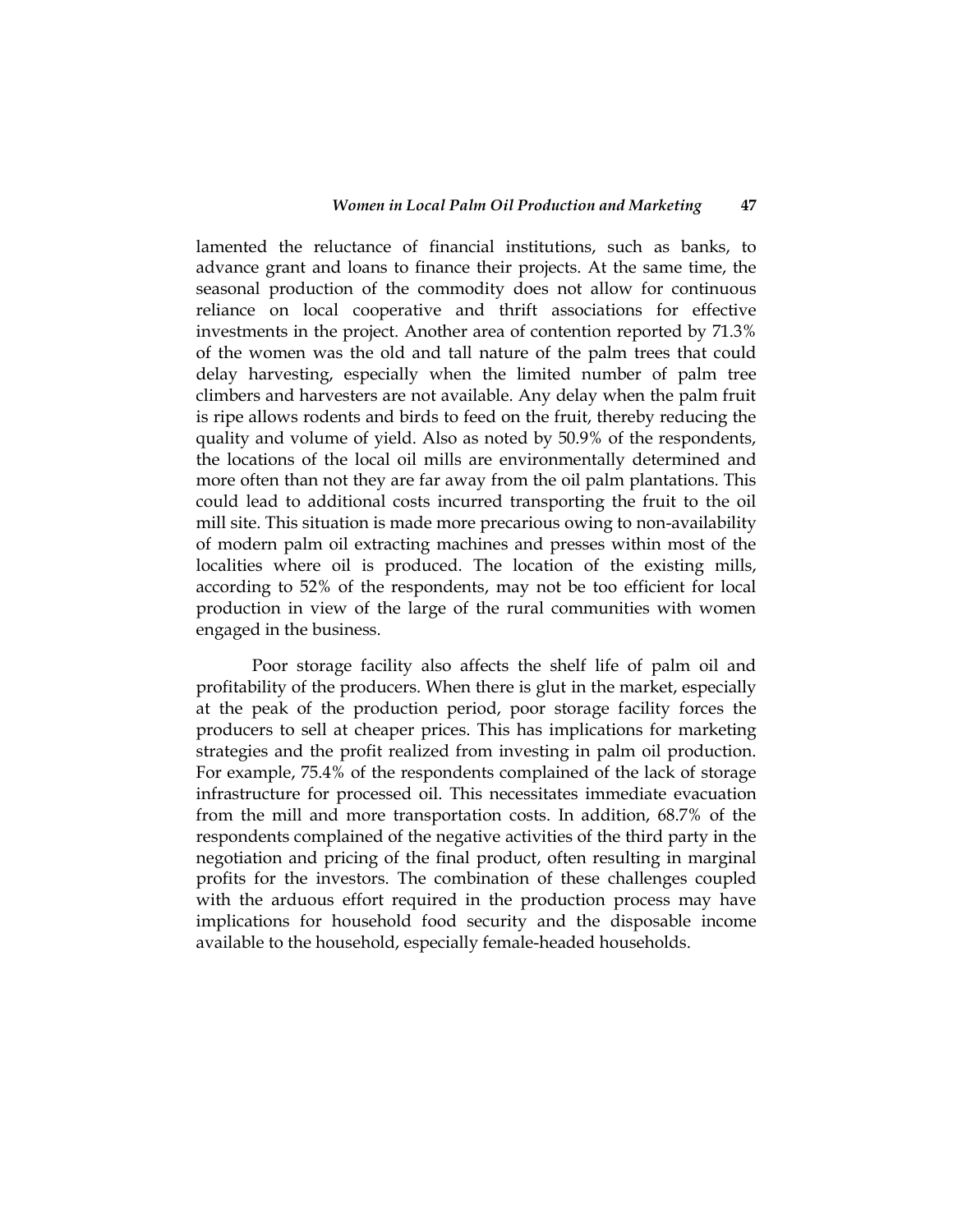lamented the reluctance of financial institutions, such as banks, to advance grant and loans to finance their projects. At the same time, the seasonal production of the commodity does not allow for continuous reliance on local cooperative and thrift associations for effective investments in the project. Another area of contention reported by 71.3% of the women was the old and tall nature of the palm trees that could delay harvesting, especially when the limited number of palm tree climbers and harvesters are not available. Any delay when the palm fruit is ripe allows rodents and birds to feed on the fruit, thereby reducing the quality and volume of yield. Also as noted by 50.9% of the respondents, the locations of the local oil mills are environmentally determined and more often than not they are far away from the oil palm plantations. This could lead to additional costs incurred transporting the fruit to the oil mill site. This situation is made more precarious owing to non-availability of modern palm oil extracting machines and presses within most of the localities where oil is produced. The location of the existing mills, according to 52% of the respondents, may not be too efficient for local production in view of the large of the rural communities with women engaged in the business.

Poor storage facility also affects the shelf life of palm oil and profitability of the producers. When there is glut in the market, especially at the peak of the production period, poor storage facility forces the producers to sell at cheaper prices. This has implications for marketing strategies and the profit realized from investing in palm oil production. For example, 75.4% of the respondents complained of the lack of storage infrastructure for processed oil. This necessitates immediate evacuation from the mill and more transportation costs. In addition, 68.7% of the respondents complained of the negative activities of the third party in the negotiation and pricing of the final product, often resulting in marginal profits for the investors. The combination of these challenges coupled with the arduous effort required in the production process may have implications for household food security and the disposable income available to the household, especially female-headed households.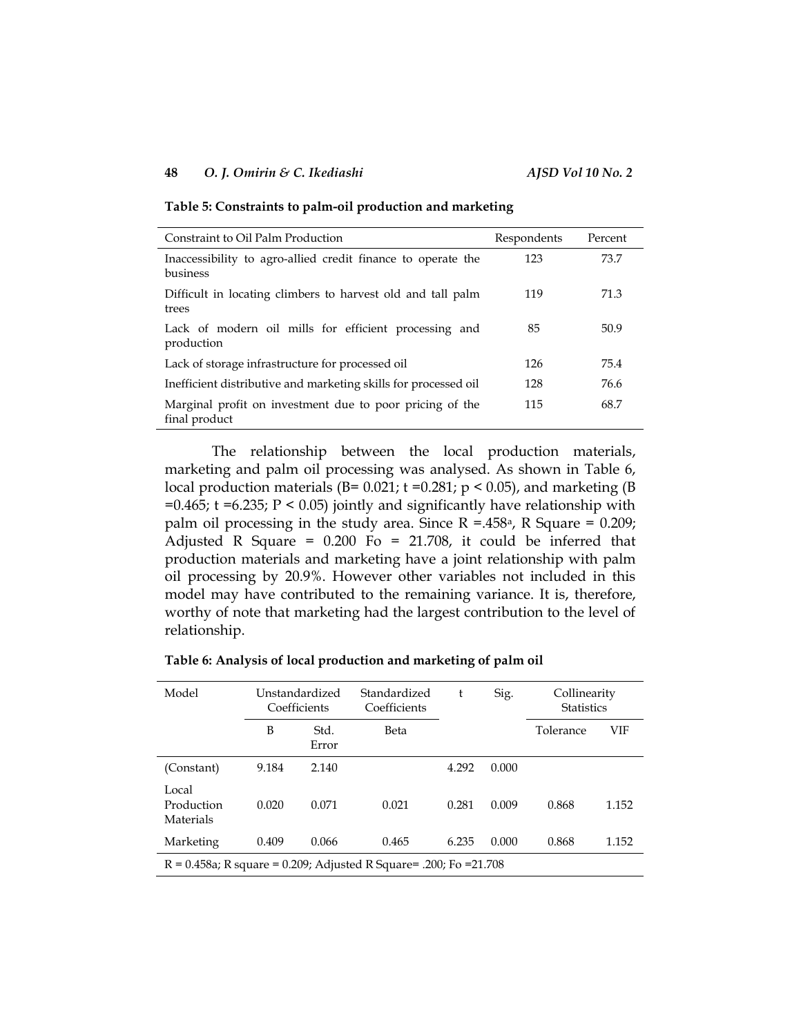**Table 5: Constraints to palm-oil production and marketing**

| Constraint to Oil Palm Production | Respondents | Percent |
|---|---|---|
| Inaccessibility to agro-allied credit finance to operate the business | 123 | 73.7 |
| Difficult in locating climbers to harvest old and tall palm trees | 119 | 71.3 |
| Lack of modern oil mills for efficient processing and production | 85 | 50.9 |
| Lack of storage infrastructure for processed oil | 126 | 75.4 |
| Inefficient distributive and marketing skills for processed oil | 128 | 76.6 |
| Marginal profit on investment due to poor pricing of the final product | 115 | 68.7 |

The relationship between the local production materials, marketing and palm oil processing was analysed. As shown in Table 6, local production materials (B= 0.021; t =0.281; $p < 0.05$), and marketing (B =0.465; t =6.235; $P < 0.05$) jointly and significantly have relationship with palm oil processing in the study area. Since R =.458[a], R Square = 0.209; Adjusted R Square = 0.200 Fo = 21.708, it could be inferred that production materials and marketing have a joint relationship with palm oil processing by 20.9%. However other variables not included in this model may have contributed to the remaining variance. It is, therefore, worthy of note that marketing had the largest contribution to the level of relationship.

**Table 6: Analysis of local production and marketing of palm oil**

| Model | Unstandardized Coefficients | | Standardized Coefficients | t | Sig. | Collinearity Statistics | |
|---|---|---|---|---|---|---|---|
| | B | Std. Error | Beta | | | Tolerance | VIF |
| (Constant) | 9.184 | 2.140 | | 4.292 | 0.000 | | |
| Local Production Materials | 0.020 | 0.071 | 0.021 | 0.281 | 0.009 | 0.868 | 1.152 |
| Marketing | 0.409 | 0.066 | 0.465 | 6.235 | 0.000 | 0.868 | 1.152 |
| R = 0.458a; R square = 0.209; Adjusted R Square= .200; Fo =21.708 | | | | | | | |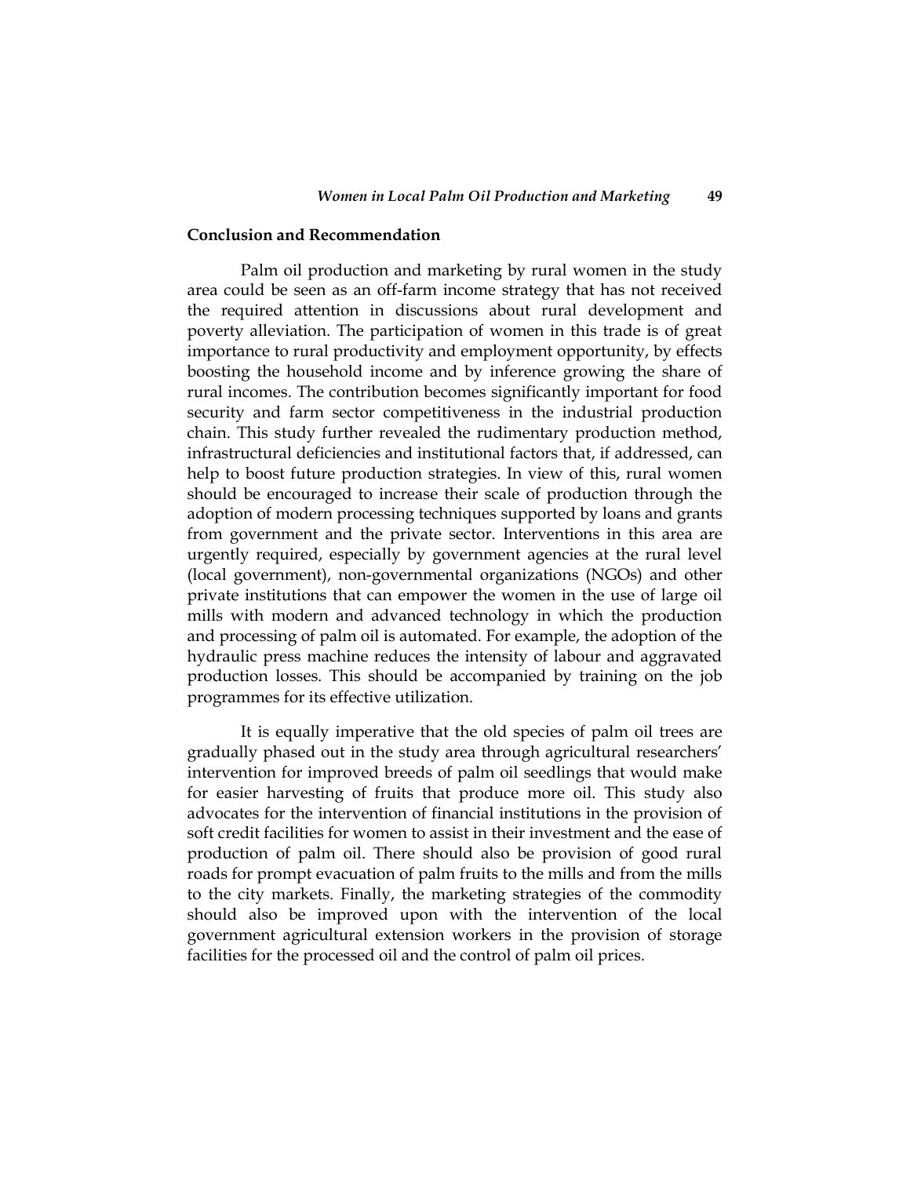## Conclusion and Recommendation

Palm oil production and marketing by rural women in the study area could be seen as an off-farm income strategy that has not received the required attention in discussions about rural development and poverty alleviation. The participation of women in this trade is of great importance to rural productivity and employment opportunity, by effects boosting the household income and by inference growing the share of rural incomes. The contribution becomes significantly important for food security and farm sector competitiveness in the industrial production chain. This study further revealed the rudimentary production method, infrastructural deficiencies and institutional factors that, if addressed, can help to boost future production strategies. In view of this, rural women should be encouraged to increase their scale of production through the adoption of modern processing techniques supported by loans and grants from government and the private sector. Interventions in this area are urgently required, especially by government agencies at the rural level (local government), non-governmental organizations (NGOs) and other private institutions that can empower the women in the use of large oil mills with modern and advanced technology in which the production and processing of palm oil is automated. For example, the adoption of the hydraulic press machine reduces the intensity of labour and aggravated production losses. This should be accompanied by training on the job programmes for its effective utilization.

It is equally imperative that the old species of palm oil trees are gradually phased out in the study area through agricultural researchers' intervention for improved breeds of palm oil seedlings that would make for easier harvesting of fruits that produce more oil. This study also advocates for the intervention of financial institutions in the provision of soft credit facilities for women to assist in their investment and the ease of production of palm oil. There should also be provision of good rural roads for prompt evacuation of palm fruits to the mills and from the mills to the city markets. Finally, the marketing strategies of the commodity should also be improved upon with the intervention of the local government agricultural extension workers in the provision of storage facilities for the processed oil and the control of palm oil prices.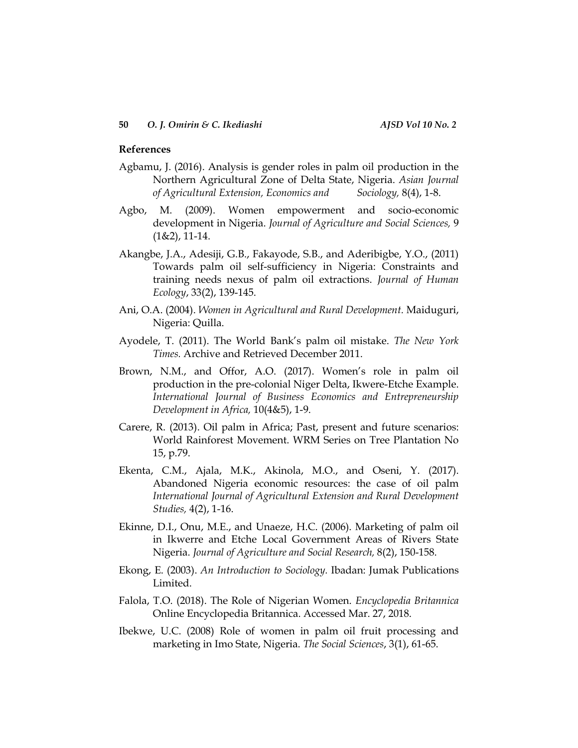## References

Agbamu, J. (2016). Analysis is gender roles in palm oil production in the Northern Agricultural Zone of Delta State, Nigeria. *Asian Journal of Agricultural Extension, Economics and Sociology,* 8(4), 1-8.

Agbo, M. (2009). Women empowerment and socio-economic development in Nigeria. *Journal of Agriculture and Social Sciences,* 9 (1&2), 11-14.

Akangbe, J.A., Adesiji, G.B., Fakayode, S.B., and Aderibigbe, Y.O., (2011) Towards palm oil self-sufficiency in Nigeria: Constraints and training needs nexus of palm oil extractions. *Journal of Human Ecology*, 33(2), 139-145.

Ani, O.A. (2004). *Women in Agricultural and Rural Development.* Maiduguri, Nigeria: Quilla.

Ayodele, T. (2011). The World Bank's palm oil mistake. *The New York Times.* Archive and Retrieved December 2011.

Brown, N.M., and Offor, A.O. (2017). Women's role in palm oil production in the pre-colonial Niger Delta, Ikwere-Etche Example. *International Journal of Business Economics and Entrepreneurship Development in Africa,* 10(4&5), 1-9.

Carere, R. (2013). Oil palm in Africa; Past, present and future scenarios: World Rainforest Movement. WRM Series on Tree Plantation No 15, p.79.

Ekenta, C.M., Ajala, M.K., Akinola, M.O., and Oseni, Y. (2017). Abandoned Nigeria economic resources: the case of oil palm *International Journal of Agricultural Extension and Rural Development Studies,* 4(2), 1-16.

Ekinne, D.I., Onu, M.E., and Unaeze, H.C. (2006). Marketing of palm oil in Ikwerre and Etche Local Government Areas of Rivers State Nigeria. *Journal of Agriculture and Social Research,* 8(2), 150-158.

Ekong, E. (2003). *An Introduction to Sociology.* Ibadan: Jumak Publications Limited.

Falola, T.O. (2018). The Role of Nigerian Women. *Encyclopedia Britannica* Online Encyclopedia Britannica. Accessed Mar. 27, 2018.

Ibekwe, U.C. (2008) Role of women in palm oil fruit processing and marketing in Imo State, Nigeria. *The Social Sciences*, 3(1), 61-65.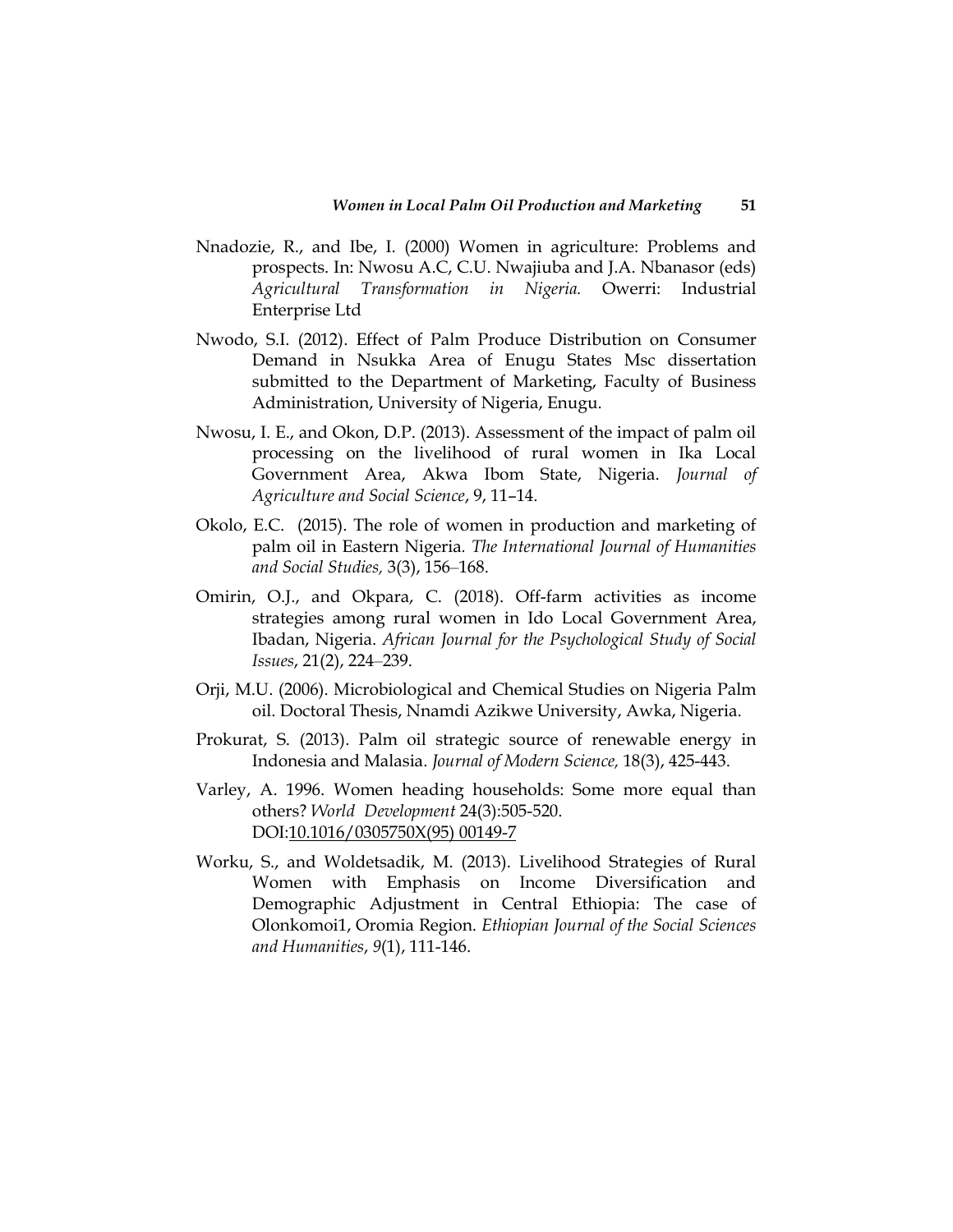Nnadozie, R., and Ibe, I. (2000) Women in agriculture: Problems and prospects. In: Nwosu A.C, C.U. Nwajiuba and J.A. Nbanasor (eds) *Agricultural Transformation in Nigeria.* Owerri: Industrial Enterprise Ltd

Nwodo, S.I. (2012). Effect of Palm Produce Distribution on Consumer Demand in Nsukka Area of Enugu States Msc dissertation submitted to the Department of Marketing, Faculty of Business Administration, University of Nigeria, Enugu.

Nwosu, I. E., and Okon, D.P. (2013). Assessment of the impact of palm oil processing on the livelihood of rural women in Ika Local Government Area, Akwa Ibom State, Nigeria. *Journal of Agriculture and Social Science*, 9, 11–14.

Okolo, E.C. (2015). The role of women in production and marketing of palm oil in Eastern Nigeria. *The International Journal of Humanities and Social Studies,* 3(3), 156–168.

Omirin, O.J., and Okpara, C. (2018). Off-farm activities as income strategies among rural women in Ido Local Government Area, Ibadan, Nigeria. *African Journal for the Psychological Study of Social Issues*, 21(2), 224–239.

Orji, M.U. (2006). Microbiological and Chemical Studies on Nigeria Palm oil. Doctoral Thesis, Nnamdi Azikwe University, Awka, Nigeria.

Prokurat, S. (2013). Palm oil strategic source of renewable energy in Indonesia and Malasia. *Journal of Modern Science,* 18(3), 425-443.

Varley, A. 1996. Women heading households: Some more equal than others? *World Development* 24(3):505-520. DOI:10.1016/0305750X(95) 00149-7

Worku, S., and Woldetsadik, M. (2013). Livelihood Strategies of Rural Women with Emphasis on Income Diversification and Demographic Adjustment in Central Ethiopia: The case of Olonkomoi1, Oromia Region. *Ethiopian Journal of the Social Sciences and Humanities*, *9*(1), 111-146.